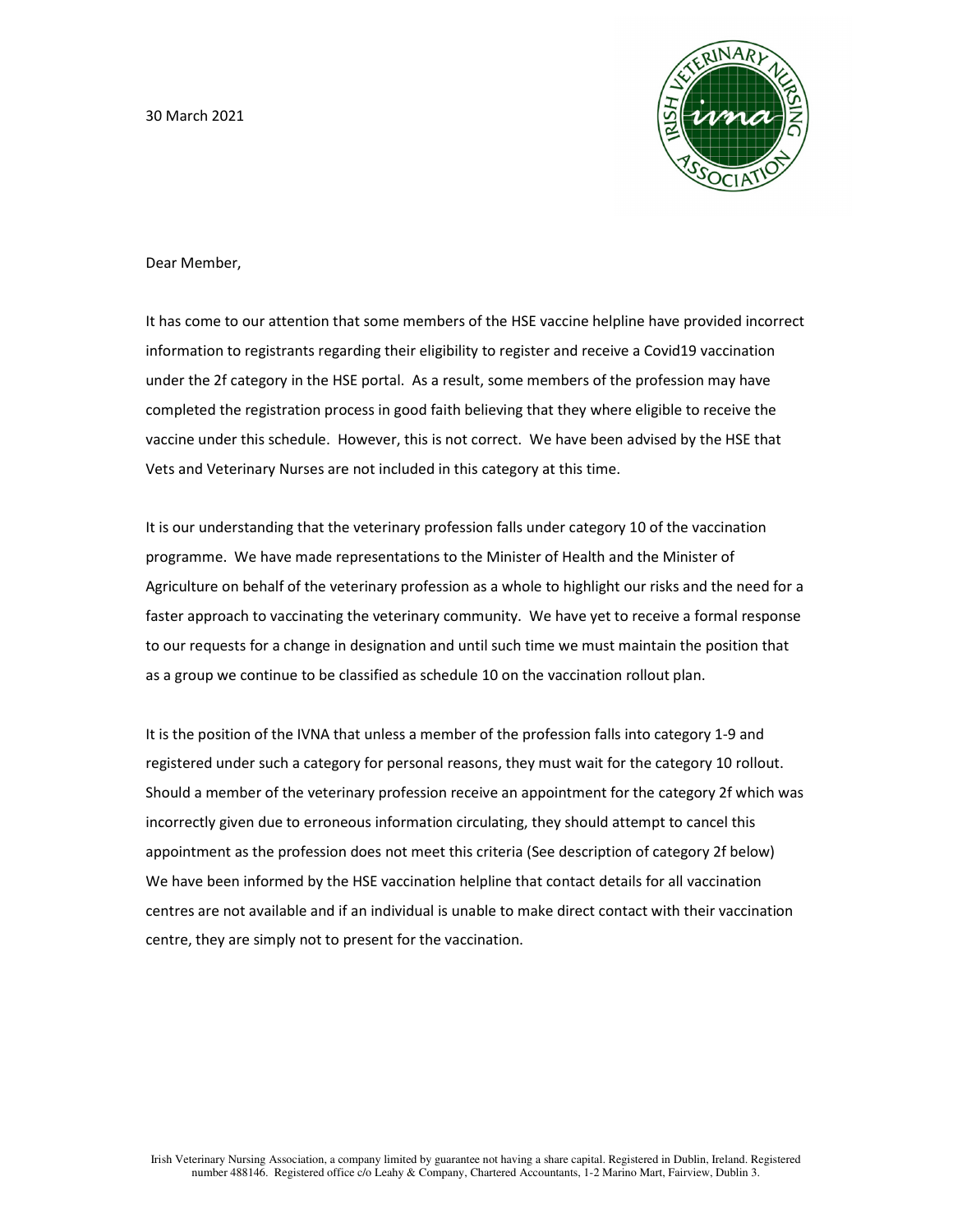30 March 2021

Dear Member,

It has come to our attention that some members of the HSE vaccine helpline have provided incorrect information to registrants regarding their eligibility to register and receive a Covid19 vaccination under the 2f category in the HSE portal. As a result, some members of the profession may have completed the registration process in good faith believing that they where eligible to receive the vaccine under this schedule. However, this is not correct. We have been advised by the HSE that Vets and Veterinary Nurses are not included in this category at this time.

It is our understanding that the veterinary profession falls under category 10 of the vaccination programme. We have made representations to the Minister of Health and the Minister of Agriculture on behalf of the veterinary profession as a whole to highlight our risks and the need for a faster approach to vaccinating the veterinary community. We have yet to receive a formal response to our requests for a change in designation and until such time we must maintain the position that as a group we continue to be classified as schedule 10 on the vaccination rollout plan.

It is the position of the IVNA that unless a member of the profession falls into category 1-9 and registered under such a category for personal reasons, they must wait for the category 10 rollout. Should a member of the veterinary profession receive an appointment for the category 2f which was incorrectly given due to erroneous information circulating, they should attempt to cancel this appointment as the profession does not meet this criteria (See description of category 2f below) We have been informed by the HSE vaccination helpline that contact details for all vaccination centres are not available and if an individual is unable to make direct contact with their vaccination centre, they are simply not to present for the vaccination.

Irish Veterinary Nursing Association, a company limited by guarantee not having a share capital. Registered in Dublin, Ireland. Registered number 488146. Registered office c/o Leahy & Company, Chartered Accountants, 1-2 Marino Mart, Fairview, Dublin 3.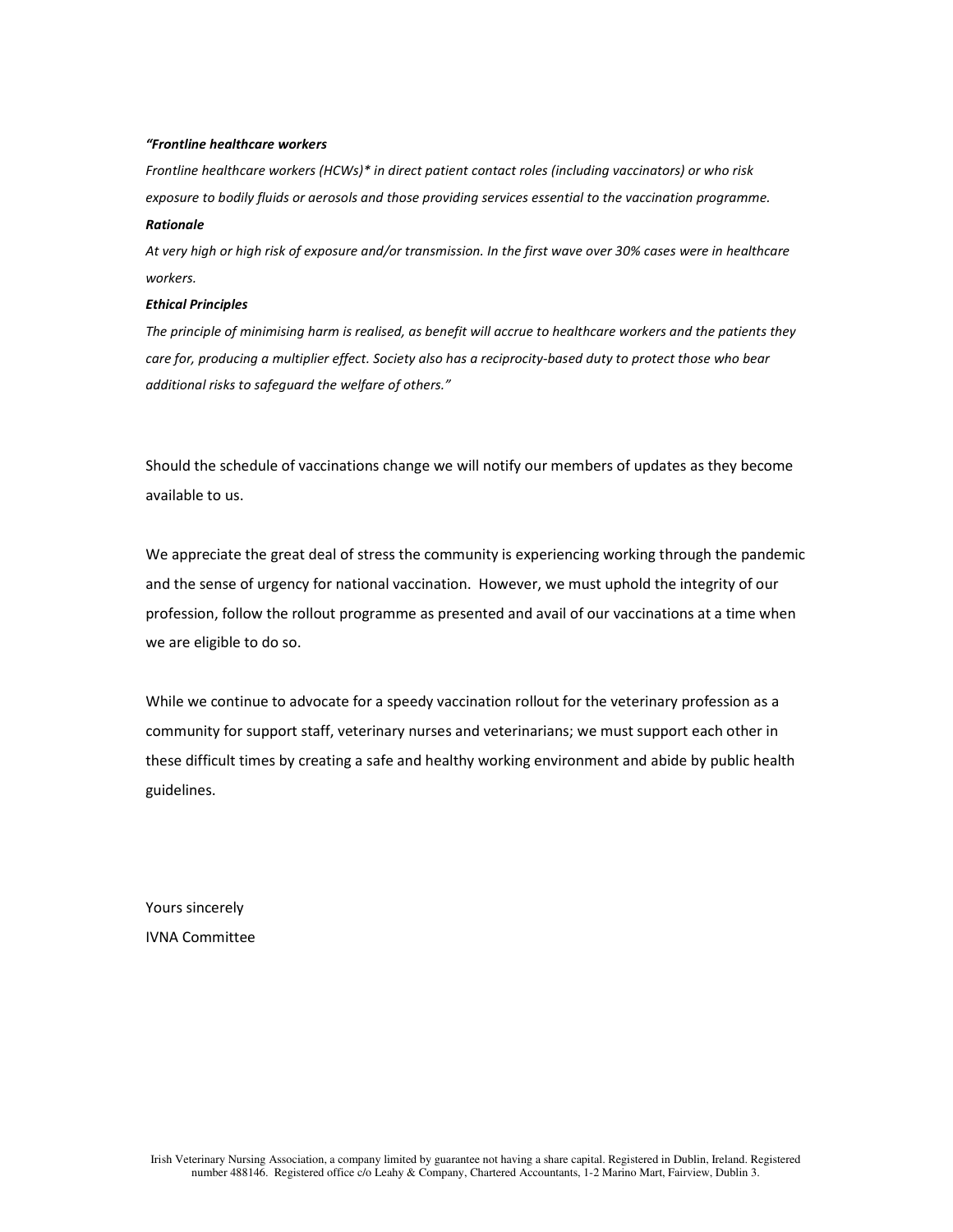*"**Frontline healthcare workers***

*Frontline healthcare workers (HCWs)* in direct patient contact roles (including vaccinators) or who risk exposure to bodily fluids or aerosols and those providing services essential to the vaccination programme.*

***Rationale***

*At very high or high risk of exposure and/or transmission. In the first wave over 30% cases were in healthcare workers.*

***Ethical Principles***

*The principle of minimising harm is realised, as benefit will accrue to healthcare workers and the patients they care for, producing a multiplier effect. Society also has a reciprocity-based duty to protect those who bear additional risks to safeguard the welfare of others."*

Should the schedule of vaccinations change we will notify our members of updates as they become available to us.

We appreciate the great deal of stress the community is experiencing working through the pandemic and the sense of urgency for national vaccination. However, we must uphold the integrity of our profession, follow the rollout programme as presented and avail of our vaccinations at a time when we are eligible to do so.

While we continue to advocate for a speedy vaccination rollout for the veterinary profession as a community for support staff, veterinary nurses and veterinarians; we must support each other in these difficult times by creating a safe and healthy working environment and abide by public health guidelines.

Yours sincerely
IVNA Committee

Irish Veterinary Nursing Association, a company limited by guarantee not having a share capital. Registered in Dublin, Ireland. Registered number 488146. Registered office c/o Leahy & Company, Chartered Accountants, 1-2 Marino Mart, Fairview, Dublin 3.